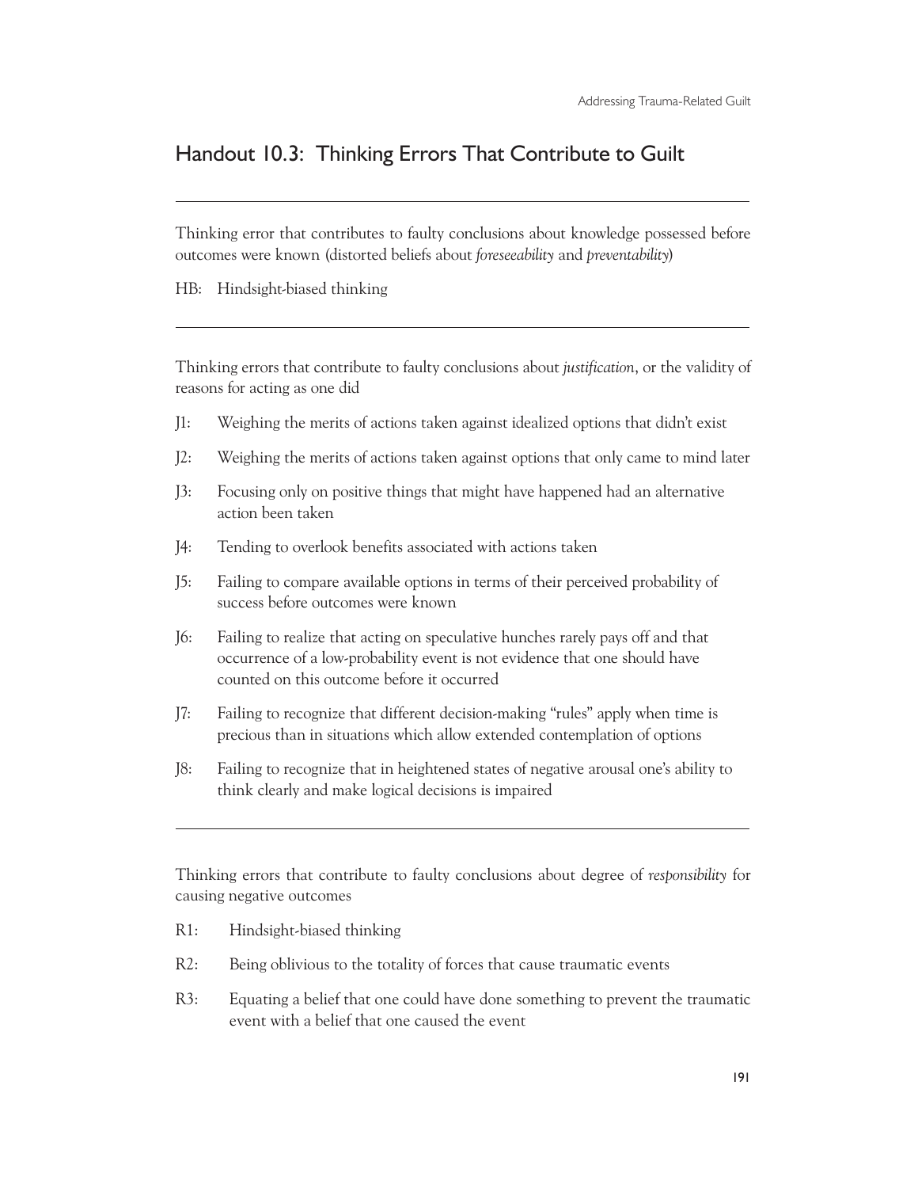## Handout 10.3: Thinking Errors That Contribute to Guilt

---

Thinking error that contributes to faulty conclusions about knowledge possessed before outcomes were known (distorted beliefs about *foreseeability* and *preventability*)

HB: Hindsight-biased thinking

---

Thinking errors that contribute to faulty conclusions about *justification*, or the validity of reasons for acting as one did

- J1: Weighing the merits of actions taken against idealized options that didn't exist
- J2: Weighing the merits of actions taken against options that only came to mind later
- J3: Focusing only on positive things that might have happened had an alternative action been taken
- J4: Tending to overlook benefits associated with actions taken
- J5: Failing to compare available options in terms of their perceived probability of success before outcomes were known
- J6: Failing to realize that acting on speculative hunches rarely pays off and that occurrence of a low-probability event is not evidence that one should have counted on this outcome before it occurred
- J7: Failing to recognize that different decision-making "rules" apply when time is precious than in situations which allow extended contemplation of options
- J8: Failing to recognize that in heightened states of negative arousal one's ability to think clearly and make logical decisions is impaired

---

Thinking errors that contribute to faulty conclusions about degree of *responsibility* for causing negative outcomes

- R1: Hindsight-biased thinking
- R2: Being oblivious to the totality of forces that cause traumatic events
- R3: Equating a belief that one could have done something to prevent the traumatic event with a belief that one caused the event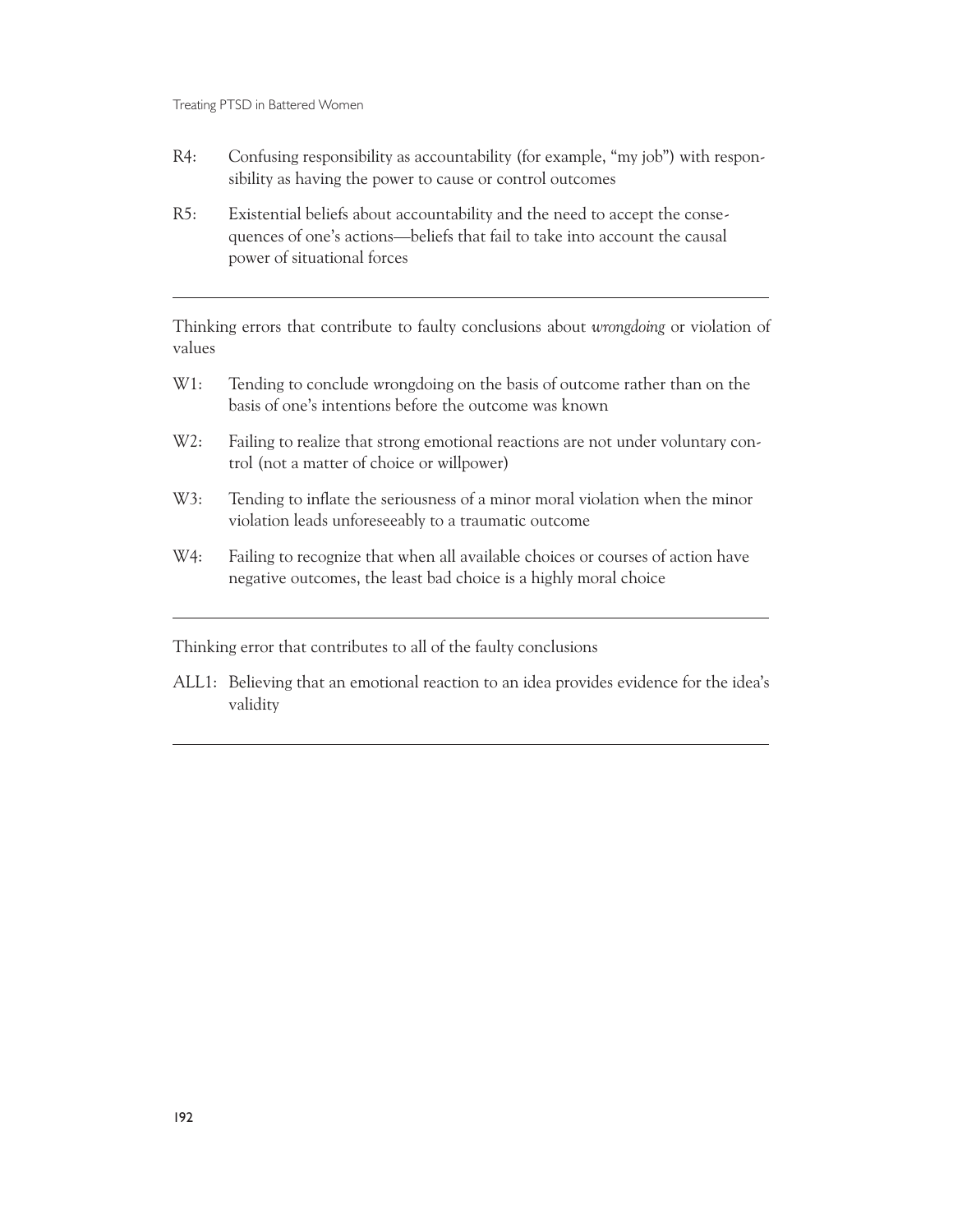R4: Confusing responsibility as accountability (for example, "my job") with responsibility as having the power to cause or control outcomes

R5: Existential beliefs about accountability and the need to accept the consequences of one's actions—beliefs that fail to take into account the causal power of situational forces

---

Thinking errors that contribute to faulty conclusions about *wrongdoing* or violation of values

W1: Tending to conclude wrongdoing on the basis of outcome rather than on the basis of one's intentions before the outcome was known

W2: Failing to realize that strong emotional reactions are not under voluntary control (not a matter of choice or willpower)

W3: Tending to inflate the seriousness of a minor moral violation when the minor violation leads unforeseeably to a traumatic outcome

W4: Failing to recognize that when all available choices or courses of action have negative outcomes, the least bad choice is a highly moral choice

---

Thinking error that contributes to all of the faulty conclusions

ALL1: Believing that an emotional reaction to an idea provides evidence for the idea's validity

---